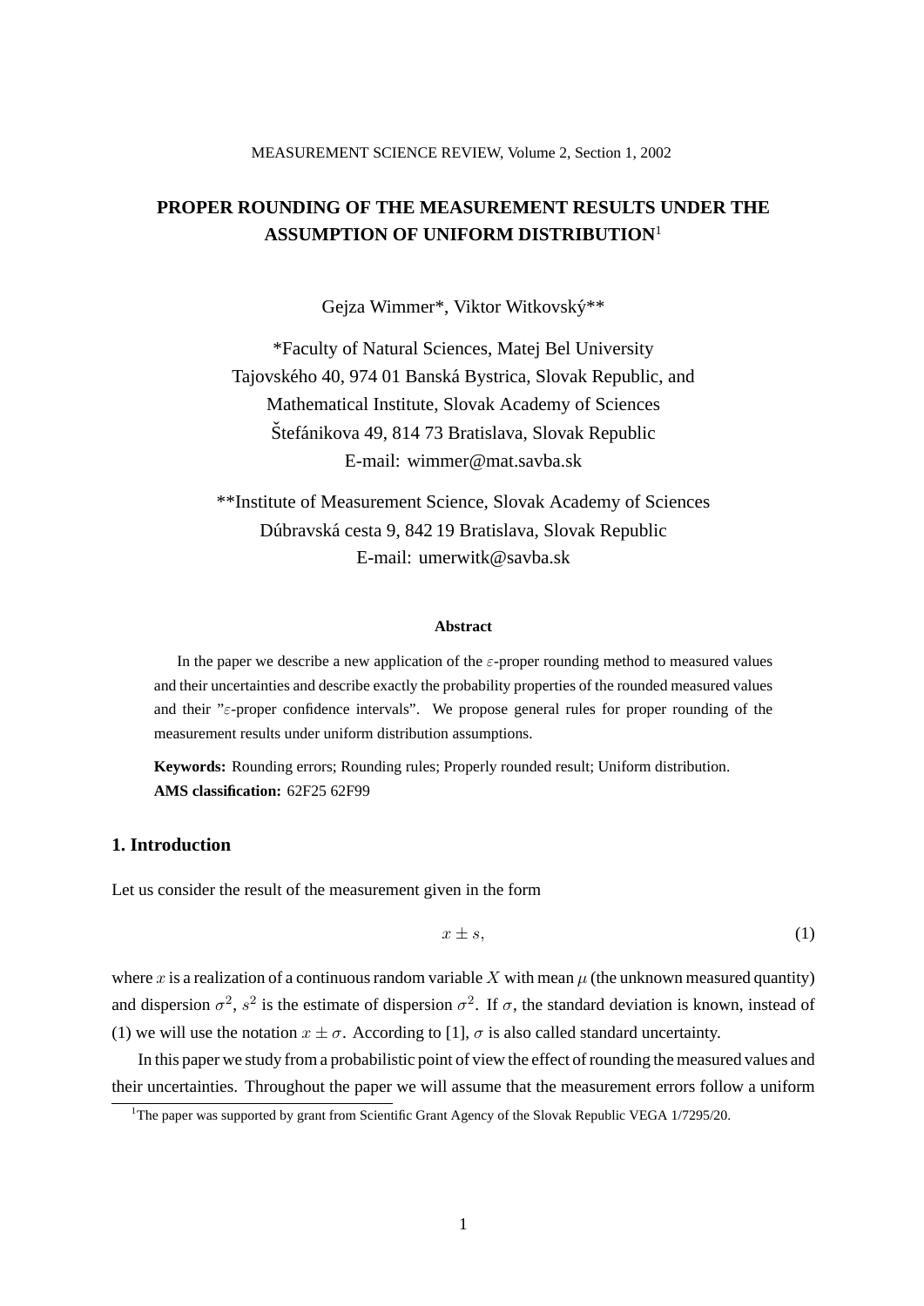# PROPER ROUNDING OF THE MEASUREMENT RESULTS UNDER THE ASSUMPTION OF UNIFORM DISTRIBUTION[1]

Gejza Wimmer\*, Viktor Witkovský\*\*

\*Faculty of Natural Sciences, Matej Bel University
Tajovského 40, 974 01 Banská Bystrica, Slovak Republic, and
Mathematical Institute, Slovak Academy of Sciences
Štefánikova 49, 814 73 Bratislava, Slovak Republic
E-mail: wimmer@mat.savba.sk

\*\*Institute of Measurement Science, Slovak Academy of Sciences
Dúbravská cesta 9, 842 19 Bratislava, Slovak Republic
E-mail: umerwitk@savba.sk

**Abstract**

In the paper we describe a new application of the $\varepsilon$-proper rounding method to measured values and their uncertainties and describe exactly the probability properties of the rounded measured values and their "$\varepsilon$-proper confidence intervals". We propose general rules for proper rounding of the measurement results under uniform distribution assumptions.

**Keywords:** Rounding errors; Rounding rules; Properly rounded result; Uniform distribution.
**AMS classification:** 62F25 62F99

## 1. Introduction

Let us consider the result of the measurement given in the form

$$x \pm s, \tag{1}$$

where $x$ is a realization of a continuous random variable $X$ with mean $\mu$ (the unknown measured quantity) and dispersion $\sigma^2$, $s^2$ is the estimate of dispersion $\sigma^2$. If $\sigma$, the standard deviation is known, instead of (1) we will use the notation $x \pm \sigma$. According to [1], $\sigma$ is also called standard uncertainty.

In this paper we study from a probabilistic point of view the effect of rounding the measured values and their uncertainties. Throughout the paper we will assume that the measurement errors follow a uniform

[1] The paper was supported by grant from Scientific Grant Agency of the Slovak Republic VEGA 1/7295/20.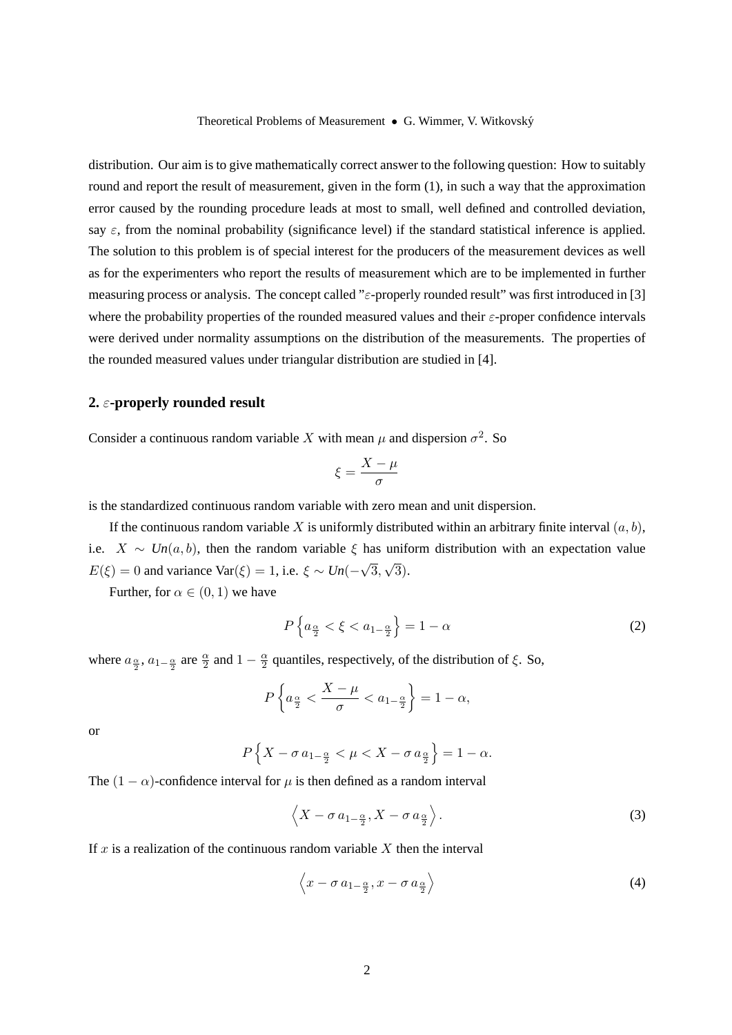distribution. Our aim is to give mathematically correct answer to the following question: How to suitably round and report the result of measurement, given in the form (1), in such a way that the approximation error caused by the rounding procedure leads at most to small, well defined and controlled deviation, say $\varepsilon$, from the nominal probability (significance level) if the standard statistical inference is applied. The solution to this problem is of special interest for the producers of the measurement devices as well as for the experimenters who report the results of measurement which are to be implemented in further measuring process or analysis. The concept called "$\varepsilon$-properly rounded result" was first introduced in [3] where the probability properties of the rounded measured values and their $\varepsilon$-proper confidence intervals were derived under normality assumptions on the distribution of the measurements. The properties of the rounded measured values under triangular distribution are studied in [4].

## 2. $\varepsilon$-properly rounded result

Consider a continuous random variable $X$ with mean $\mu$ and dispersion $\sigma^2$. So

$$\xi = \frac{X - \mu}{\sigma}$$

is the standardized continuous random variable with zero mean and unit dispersion.

If the continuous random variable $X$ is uniformly distributed within an arbitrary finite interval $(a, b)$, i.e. $X \sim Un(a, b)$, then the random variable $\xi$ has uniform distribution with an expectation value $E(\xi) = 0$ and variance $\mathrm{Var}(\xi) = 1$, i.e. $\xi \sim Un(-\sqrt{3}, \sqrt{3})$.

Further, for $\alpha \in (0, 1)$ we have

$$P\left\{a_{\frac{\alpha}{2}} < \xi < a_{1-\frac{\alpha}{2}}\right\} = 1 - \alpha \tag{2}$$

where $a_{\frac{\alpha}{2}}$, $a_{1-\frac{\alpha}{2}}$ are $\frac{\alpha}{2}$ and $1 - \frac{\alpha}{2}$ quantiles, respectively, of the distribution of $\xi$. So,

$$P\left\{a_{\frac{\alpha}{2}} < \frac{X - \mu}{\sigma} < a_{1-\frac{\alpha}{2}}\right\} = 1 - \alpha,$$

or

$$P\left\{X - \sigma\, a_{1-\frac{\alpha}{2}} < \mu < X - \sigma\, a_{\frac{\alpha}{2}}\right\} = 1 - \alpha.$$

The $(1 - \alpha)$-confidence interval for $\mu$ is then defined as a random interval

$$\left\langle X - \sigma\, a_{1-\frac{\alpha}{2}}, X - \sigma\, a_{\frac{\alpha}{2}}\right\rangle. \tag{3}$$

If $x$ is a realization of the continuous random variable $X$ then the interval

$$\left\langle x - \sigma\, a_{1-\frac{\alpha}{2}}, x - \sigma\, a_{\frac{\alpha}{2}}\right\rangle \tag{4}$$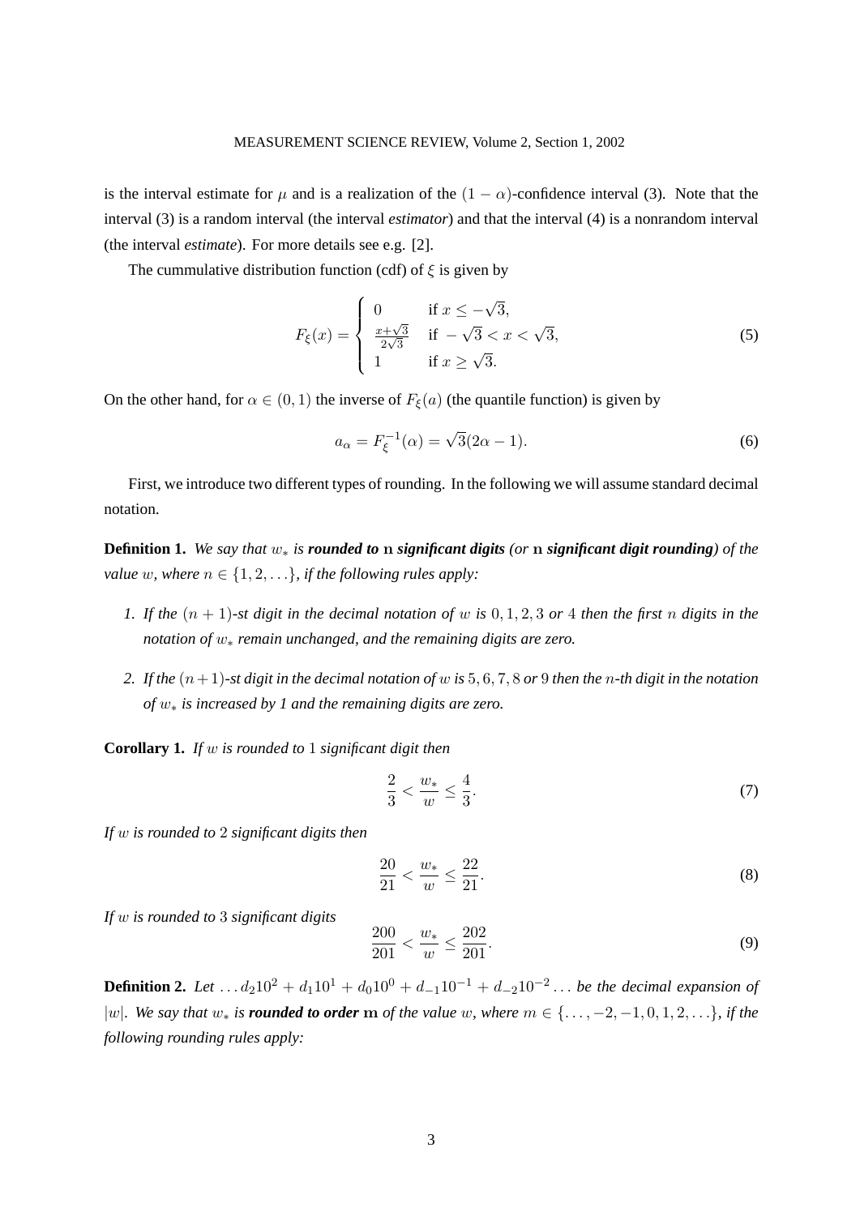is the interval estimate for $\mu$ and is a realization of the $(1-\alpha)$-confidence interval (3). Note that the interval (3) is a random interval (the interval *estimator*) and that the interval (4) is a nonrandom interval (the interval *estimate*). For more details see e.g. [2].

The cummulative distribution function (cdf) of $\xi$ is given by

$$F_\xi(x) = \begin{cases} 0 & \text{if } x \leq -\sqrt{3}, \\ \frac{x+\sqrt{3}}{2\sqrt{3}} & \text{if } -\sqrt{3} < x < \sqrt{3}, \\ 1 & \text{if } x \geq \sqrt{3}. \end{cases} \tag{5}$$

On the other hand, for $\alpha \in (0,1)$ the inverse of $F_\xi(a)$ (the quantile function) is given by

$$a_\alpha = F_\xi^{-1}(\alpha) = \sqrt{3}(2\alpha - 1). \tag{6}$$

First, we introduce two different types of rounding. In the following we will assume standard decimal notation.

**Definition 1.** *We say that $w_*$ is **rounded to n significant digits** (or **n significant digit rounding**) of the value $w$, where $n \in \{1, 2, \ldots\}$, if the following rules apply:*

1. *If the $(n+1)$-st digit in the decimal notation of $w$ is $0, 1, 2, 3$ or $4$ then the first $n$ digits in the notation of $w_*$ remain unchanged, and the remaining digits are zero.*
2. *If the $(n+1)$-st digit in the decimal notation of $w$ is $5, 6, 7, 8$ or $9$ then the $n$-th digit in the notation of $w_*$ is increased by 1 and the remaining digits are zero.*

**Corollary 1.** *If $w$ is rounded to $1$ significant digit then*

$$\frac{2}{3} < \frac{w_*}{w} \leq \frac{4}{3}. \tag{7}$$

*If $w$ is rounded to $2$ significant digits then*

$$\frac{20}{21} < \frac{w_*}{w} \leq \frac{22}{21}. \tag{8}$$

*If $w$ is rounded to $3$ significant digits*

$$\frac{200}{201} < \frac{w_*}{w} \leq \frac{202}{201}. \tag{9}$$

**Definition 2.** *Let $\ldots d_2 10^2 + d_1 10^1 + d_0 10^0 + d_{-1} 10^{-1} + d_{-2} 10^{-2} \ldots$ be the decimal expansion of $|w|$. We say that $w_*$ is **rounded to order m** of the value $w$, where $m \in \{\ldots, -2, -1, 0, 1, 2, \ldots\}$, if the following rounding rules apply:*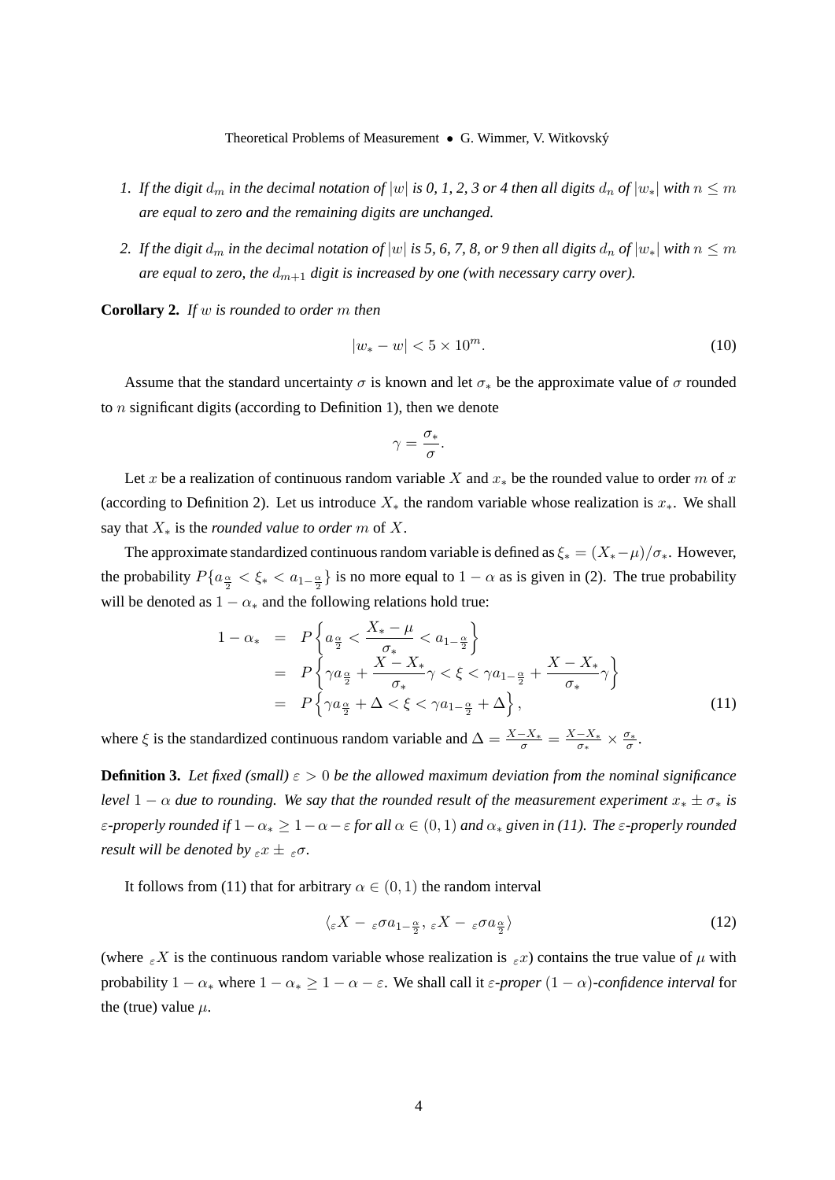1. *If the digit $d_m$ in the decimal notation of $|w|$ is 0, 1, 2, 3 or 4 then all digits $d_n$ of $|w_*|$ with $n \leq m$ are equal to zero and the remaining digits are unchanged.*

2. *If the digit $d_m$ in the decimal notation of $|w|$ is 5, 6, 7, 8, or 9 then all digits $d_n$ of $|w_*|$ with $n \leq m$ are equal to zero, the $d_{m+1}$ digit is increased by one (with necessary carry over).*

**Corollary 2.** *If $w$ is rounded to order $m$ then*

$$|w_* - w| < 5 \times 10^m. \tag{10}$$

Assume that the standard uncertainty $\sigma$ is known and let $\sigma_*$ be the approximate value of $\sigma$ rounded to $n$ significant digits (according to Definition 1), then we denote

$$\gamma = \frac{\sigma_*}{\sigma}.$$

Let $x$ be a realization of continuous random variable $X$ and $x_*$ be the rounded value to order $m$ of $x$ (according to Definition 2). Let us introduce $X_*$ the random variable whose realization is $x_*$. We shall say that $X_*$ is the *rounded value to order* $m$ of $X$.

The approximate standardized continuous random variable is defined as $\xi_* = (X_* - \mu)/\sigma_*$. However, the probability $P\{a_{\frac{\alpha}{2}} < \xi_* < a_{1-\frac{\alpha}{2}}\}$ is no more equal to $1-\alpha$ as is given in (2). The true probability will be denoted as $1-\alpha_*$ and the following relations hold true:

$$\begin{aligned}
1-\alpha_* &= P\left\{a_{\frac{\alpha}{2}} < \frac{X_*-\mu}{\sigma_*} < a_{1-\frac{\alpha}{2}}\right\} \\
&= P\left\{\gamma a_{\frac{\alpha}{2}} + \frac{X - X_*}{\sigma_*}\gamma < \xi < \gamma a_{1-\frac{\alpha}{2}} + \frac{X - X_*}{\sigma_*}\gamma\right\} \\
&= P\left\{\gamma a_{\frac{\alpha}{2}} + \Delta < \xi < \gamma a_{1-\frac{\alpha}{2}} + \Delta\right\},
\end{aligned} \tag{11}$$

where $\xi$ is the standardized continuous random variable and $\Delta = \frac{X-X_*}{\sigma} = \frac{X-X_*}{\sigma_*} \times \frac{\sigma_*}{\sigma}$.

**Definition 3.** *Let fixed (small) $\varepsilon > 0$ be the allowed maximum deviation from the nominal significance level $1-\alpha$ due to rounding. We say that the rounded result of the measurement experiment $x_* \pm \sigma_*$ is $\varepsilon$-properly rounded if $1-\alpha_* \geq 1-\alpha-\varepsilon$ for all $\alpha \in (0,1)$ and $\alpha_*$ given in (11). The $\varepsilon$-properly rounded result will be denoted by ${}_{\varepsilon}x \pm {}_{\varepsilon}\sigma$.*

It follows from (11) that for arbitrary $\alpha \in (0,1)$ the random interval

$$\langle {}_{\varepsilon}X - {}_{\varepsilon}\sigma a_{1-\frac{\alpha}{2}},\, {}_{\varepsilon}X - {}_{\varepsilon}\sigma a_{\frac{\alpha}{2}} \rangle \tag{12}$$

(where ${}_{\varepsilon}X$ is the continuous random variable whose realization is ${}_{\varepsilon}x$) contains the true value of $\mu$ with probability $1-\alpha_*$ where $1-\alpha_* \geq 1-\alpha-\varepsilon$. We shall call it *$\varepsilon$-proper $(1-\alpha)$-confidence interval* for the (true) value $\mu$.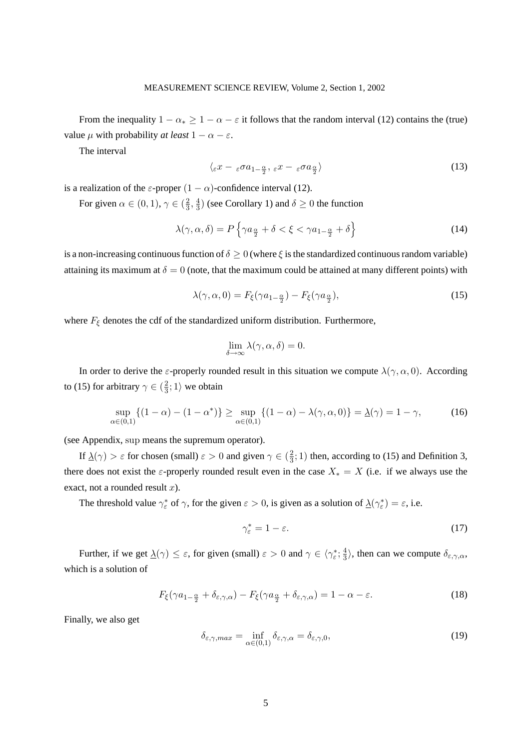From the inequality $1 - \alpha_* \geq 1 - \alpha - \varepsilon$ it follows that the random interval (12) contains the (true) value $\mu$ with probability *at least* $1 - \alpha - \varepsilon$.

The interval

$$\langle {}_{\varepsilon}x - {}_{\varepsilon}\sigma a_{1-\frac{\alpha}{2}},\ {}_{\varepsilon}x - {}_{\varepsilon}\sigma a_{\frac{\alpha}{2}} \rangle \tag{13}$$

is a realization of the $\varepsilon$-proper $(1 - \alpha)$-confidence interval (12).

For given $\alpha \in (0, 1)$, $\gamma \in (\frac{2}{3}, \frac{4}{3})$ (see Corollary 1) and $\delta \geq 0$ the function

$$\lambda(\gamma, \alpha, \delta) = P\left\{\gamma a_{\frac{\alpha}{2}} + \delta < \xi < \gamma a_{1-\frac{\alpha}{2}} + \delta\right\} \tag{14}$$

is a non-increasing continuous function of $\delta \geq 0$ (where $\xi$ is the standardized continuous random variable) attaining its maximum at $\delta = 0$ (note, that the maximum could be attained at many different points) with

$$\lambda(\gamma, \alpha, 0) = F_{\xi}(\gamma a_{1-\frac{\alpha}{2}}) - F_{\xi}(\gamma a_{\frac{\alpha}{2}}), \tag{15}$$

where $F_{\xi}$ denotes the cdf of the standardized uniform distribution. Furthermore,

$$\lim_{\delta \to \infty} \lambda(\gamma, \alpha, \delta) = 0.$$

In order to derive the $\varepsilon$-properly rounded result in this situation we compute $\lambda(\gamma, \alpha, 0)$. According to (15) for arbitrary $\gamma \in (\frac{2}{3}; 1\rangle$ we obtain

$$\sup_{\alpha \in (0,1)} \{(1 - \alpha) - (1 - \alpha^*)\} \geq \sup_{\alpha \in (0,1)} \{(1 - \alpha) - \lambda(\gamma, \alpha, 0)\} = \underline{\lambda}(\gamma) = 1 - \gamma, \tag{16}$$

(see Appendix, $\sup$ means the supremum operator).

If $\underline{\lambda}(\gamma) > \varepsilon$ for chosen (small) $\varepsilon > 0$ and given $\gamma \in (\frac{2}{3}; 1)$ then, according to (15) and Definition 3, there does not exist the $\varepsilon$-properly rounded result even in the case $X_* = X$ (i.e. if we always use the exact, not a rounded result $x$).

The threshold value $\gamma_{\varepsilon}^*$ of $\gamma$, for the given $\varepsilon > 0$, is given as a solution of $\underline{\lambda}(\gamma_{\varepsilon}^*) = \varepsilon$, i.e.

$$\gamma_{\varepsilon}^* = 1 - \varepsilon. \tag{17}$$

Further, if we get $\underline{\lambda}(\gamma) \leq \varepsilon$, for given (small) $\varepsilon > 0$ and $\gamma \in \langle \gamma_{\varepsilon}^*; \frac{4}{3} \rangle$, then can we compute $\delta_{\varepsilon,\gamma,\alpha}$, which is a solution of

$$F_{\xi}(\gamma a_{1-\frac{\alpha}{2}} + \delta_{\varepsilon,\gamma,\alpha}) - F_{\xi}(\gamma a_{\frac{\alpha}{2}} + \delta_{\varepsilon,\gamma,\alpha}) = 1 - \alpha - \varepsilon. \tag{18}$$

Finally, we also get

$$\delta_{\varepsilon,\gamma,max} = \inf_{\alpha \in (0,1)} \delta_{\varepsilon,\gamma,\alpha} = \delta_{\varepsilon,\gamma,0}, \tag{19}$$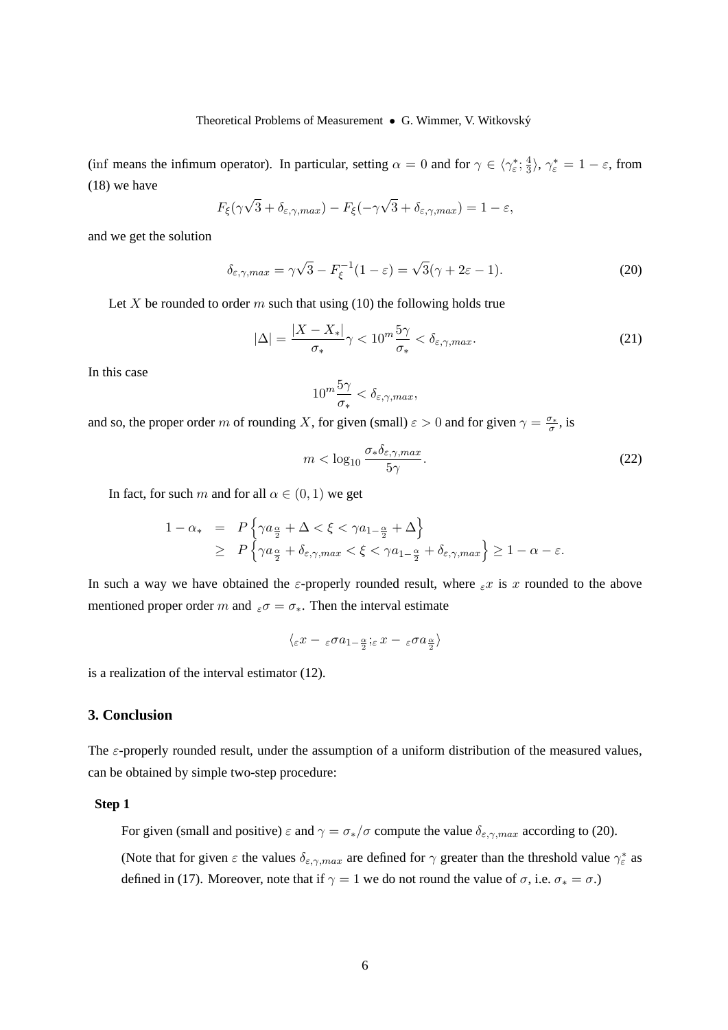(inf means the infimum operator). In particular, setting $\alpha = 0$ and for $\gamma \in \langle \gamma^*_\varepsilon ; \frac{4}{3} \rangle$, $\gamma^*_\varepsilon = 1 - \varepsilon$, from (18) we have

$$F_\xi(\gamma\sqrt{3} + \delta_{\varepsilon,\gamma,max}) - F_\xi(-\gamma\sqrt{3} + \delta_{\varepsilon,\gamma,max}) = 1 - \varepsilon,$$

and we get the solution

$$\delta_{\varepsilon,\gamma,max} = \gamma\sqrt{3} - F_\xi^{-1}(1 - \varepsilon) = \sqrt{3}(\gamma + 2\varepsilon - 1). \tag{20}$$

Let $X$ be rounded to order $m$ such that using (10) the following holds true

$$|\Delta| = \frac{|X - X_*|}{\sigma_*}\gamma < 10^m \frac{5\gamma}{\sigma_*} < \delta_{\varepsilon,\gamma,max}. \tag{21}$$

In this case

$$10^m \frac{5\gamma}{\sigma_*} < \delta_{\varepsilon,\gamma,max},$$

and so, the proper order $m$ of rounding $X$, for given (small) $\varepsilon > 0$ and for given $\gamma = \frac{\sigma_*}{\sigma}$, is

$$m < \log_{10} \frac{\sigma_* \delta_{\varepsilon,\gamma,max}}{5\gamma}. \tag{22}$$

In fact, for such $m$ and for all $\alpha \in (0, 1)$ we get

$$\begin{aligned}
1 - \alpha_* &= P\left\{\gamma a_{\frac{\alpha}{2}} + \Delta < \xi < \gamma a_{1-\frac{\alpha}{2}} + \Delta\right\} \\
&\geq P\left\{\gamma a_{\frac{\alpha}{2}} + \delta_{\varepsilon,\gamma,max} < \xi < \gamma a_{1-\frac{\alpha}{2}} + \delta_{\varepsilon,\gamma,max}\right\} \geq 1 - \alpha - \varepsilon.
\end{aligned}$$

In such a way we have obtained the $\varepsilon$-properly rounded result, where ${}_\varepsilon x$ is $x$ rounded to the above mentioned proper order $m$ and ${}_\varepsilon\sigma = \sigma_*$. Then the interval estimate

$$\langle {}_\varepsilon x - {}_\varepsilon\sigma a_{1-\frac{\alpha}{2}} ; {}_\varepsilon x - {}_\varepsilon\sigma a_{\frac{\alpha}{2}} \rangle$$

is a realization of the interval estimator (12).

## 3. Conclusion

The $\varepsilon$-properly rounded result, under the assumption of a uniform distribution of the measured values, can be obtained by simple two-step procedure:

**Step 1**

For given (small and positive) $\varepsilon$ and $\gamma = \sigma_*/\sigma$ compute the value $\delta_{\varepsilon,\gamma,max}$ according to (20).

(Note that for given $\varepsilon$ the values $\delta_{\varepsilon,\gamma,max}$ are defined for $\gamma$ greater than the threshold value $\gamma^*_\varepsilon$ as defined in (17). Moreover, note that if $\gamma = 1$ we do not round the value of $\sigma$, i.e. $\sigma_* = \sigma$.)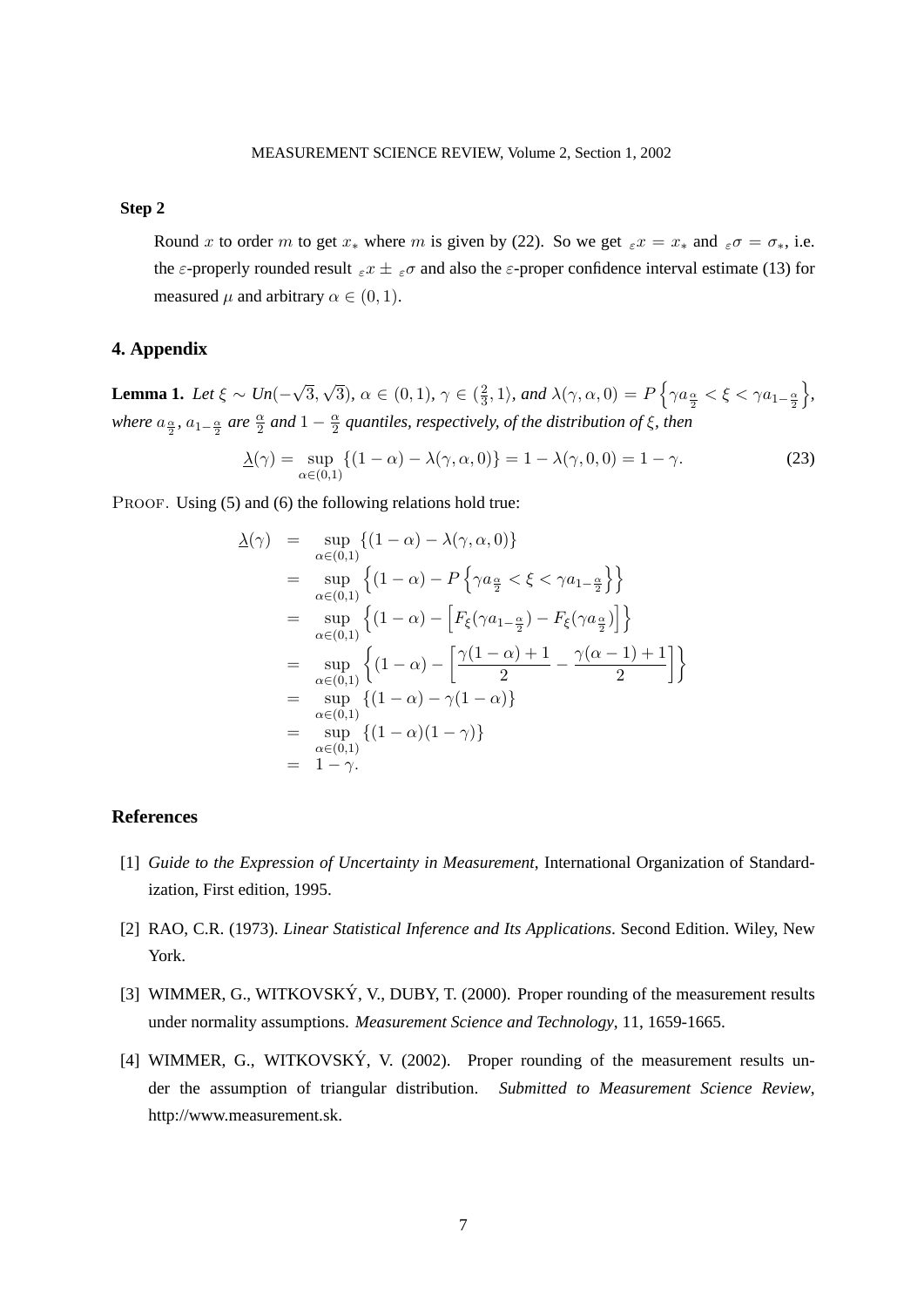**Step 2**

Round $x$ to order $m$ to get $x_*$ where $m$ is given by (22). So we get ${}_{\varepsilon}x = x_*$ and ${}_{\varepsilon}\sigma = \sigma_*$, i.e. the $\varepsilon$-properly rounded result ${}_{\varepsilon}x \pm {}_{\varepsilon}\sigma$ and also the $\varepsilon$-proper confidence interval estimate (13) for measured $\mu$ and arbitrary $\alpha \in (0,1)$.

## 4. Appendix

**Lemma 1.** *Let $\xi \sim Un(-\sqrt{3}, \sqrt{3})$, $\alpha \in (0,1)$, $\gamma \in \langle \frac{2}{3}, 1 \rangle$, and $\lambda(\gamma, \alpha, 0) = P\left\{\gamma a_{\frac{\alpha}{2}} < \xi < \gamma a_{1-\frac{\alpha}{2}}\right\}$, where $a_{\frac{\alpha}{2}}$, $a_{1-\frac{\alpha}{2}}$ are $\frac{\alpha}{2}$ and $1-\frac{\alpha}{2}$ quantiles, respectively, of the distribution of $\xi$, then*

$$\underline{\lambda}(\gamma) = \sup_{\alpha \in (0,1)} \{(1-\alpha) - \lambda(\gamma, \alpha, 0)\} = 1 - \lambda(\gamma, 0, 0) = 1 - \gamma. \tag{23}$$

PROOF. Using (5) and (6) the following relations hold true:

$$\begin{aligned}
\underline{\lambda}(\gamma) &= \sup_{\alpha \in (0,1)} \{(1-\alpha) - \lambda(\gamma, \alpha, 0)\} \\
&= \sup_{\alpha \in (0,1)} \left\{(1-\alpha) - P\left\{\gamma a_{\frac{\alpha}{2}} < \xi < \gamma a_{1-\frac{\alpha}{2}}\right\}\right\} \\
&= \sup_{\alpha \in (0,1)} \left\{(1-\alpha) - \left[F_{\xi}(\gamma a_{1-\frac{\alpha}{2}}) - F_{\xi}(\gamma a_{\frac{\alpha}{2}})\right]\right\} \\
&= \sup_{\alpha \in (0,1)} \left\{(1-\alpha) - \left[\frac{\gamma(1-\alpha)+1}{2} - \frac{\gamma(\alpha-1)+1}{2}\right]\right\} \\
&= \sup_{\alpha \in (0,1)} \{(1-\alpha) - \gamma(1-\alpha)\} \\
&= \sup_{\alpha \in (0,1)} \{(1-\alpha)(1-\gamma)\} \\
&= 1 - \gamma.
\end{aligned}$$

## References

[1] *Guide to the Expression of Uncertainty in Measurement*, International Organization of Standardization, First edition, 1995.

[2] RAO, C.R. (1973). *Linear Statistical Inference and Its Applications*. Second Edition. Wiley, New York.

[3] WIMMER, G., WITKOVSKÝ, V., DUBY, T. (2000). Proper rounding of the measurement results under normality assumptions. *Measurement Science and Technology*, 11, 1659-1665.

[4] WIMMER, G., WITKOVSKÝ, V. (2002). Proper rounding of the measurement results under the assumption of triangular distribution. *Submitted to Measurement Science Review*, http://www.measurement.sk.